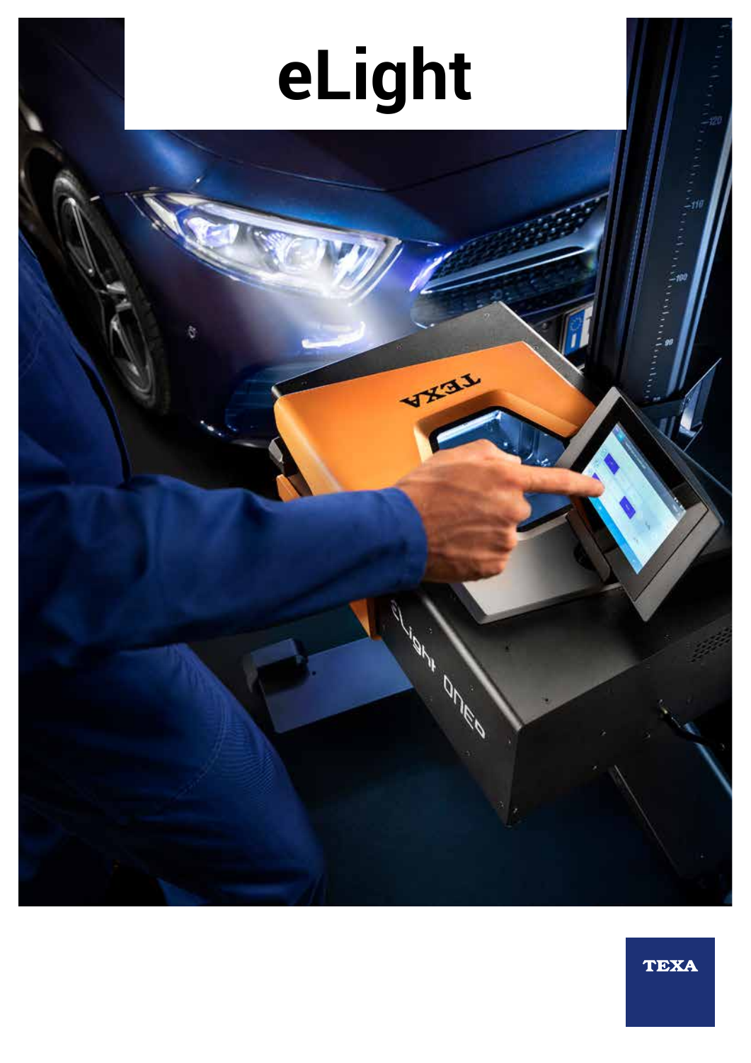# eLight

TEXA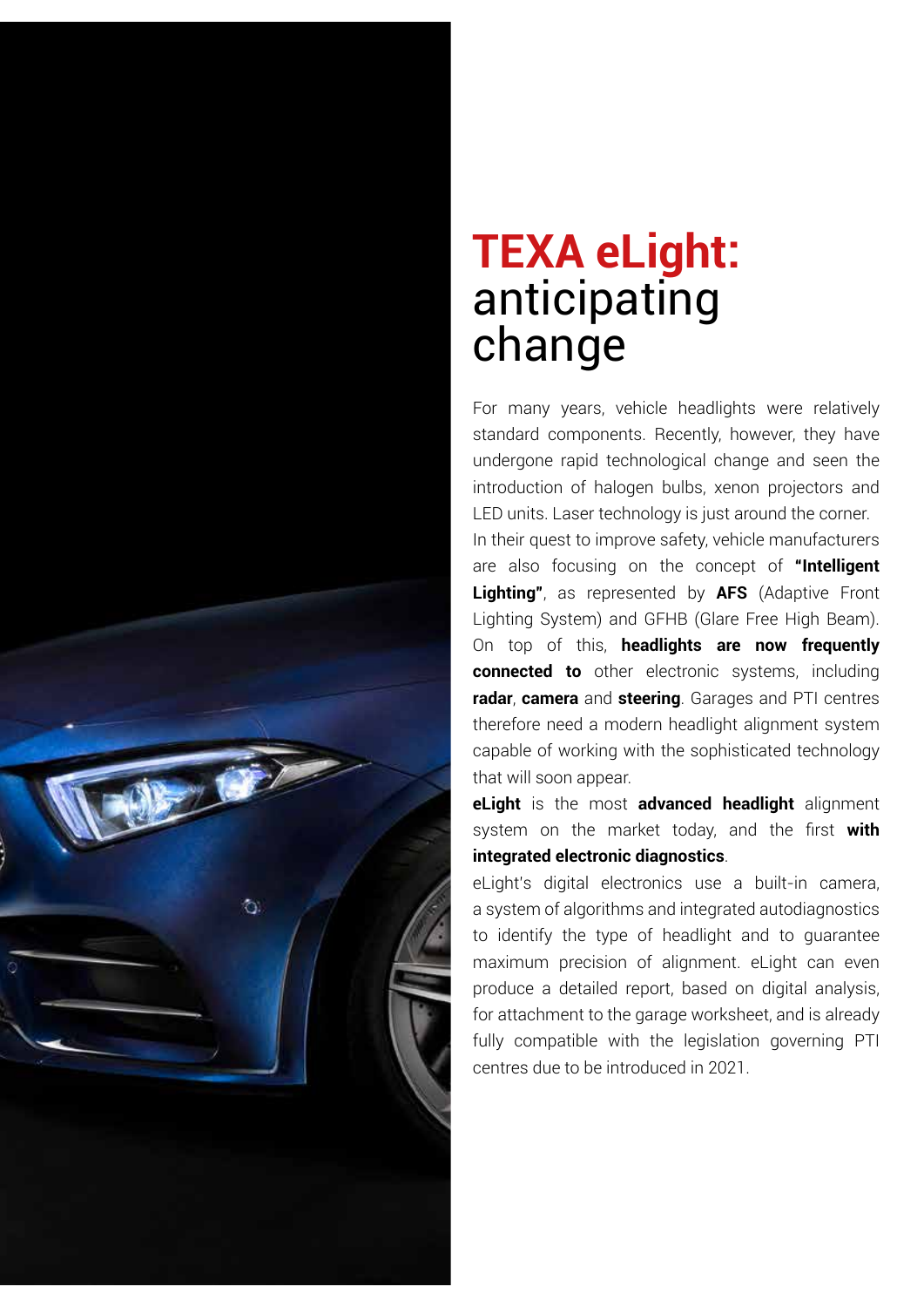# **TEXA eLight:** anticipating change

For many years, vehicle headlights were relatively standard components. Recently, however, they have undergone rapid technological change and seen the introduction of halogen bulbs, xenon projectors and LED units. Laser technology is just around the corner.

In their quest to improve safety, vehicle manufacturers are also focusing on the concept of **"Intelligent Lighting"**, as represented by **AFS** (Adaptive Front Lighting System) and GFHB (Glare Free High Beam). On top of this, **headlights are now frequently connected to** other electronic systems, including **radar**, **camera** and **steering**. Garages and PTI centres therefore need a modern headlight alignment system capable of working with the sophisticated technology that will soon appear.

**eLight** is the most **advanced headlight** alignment system on the market today, and the first **with integrated electronic diagnostics**.

eLight's digital electronics use a built-in camera, a system of algorithms and integrated autodiagnostics to identify the type of headlight and to guarantee maximum precision of alignment. eLight can even produce a detailed report, based on digital analysis, for attachment to the garage worksheet, and is already fully compatible with the legislation governing PTI centres due to be introduced in 2021.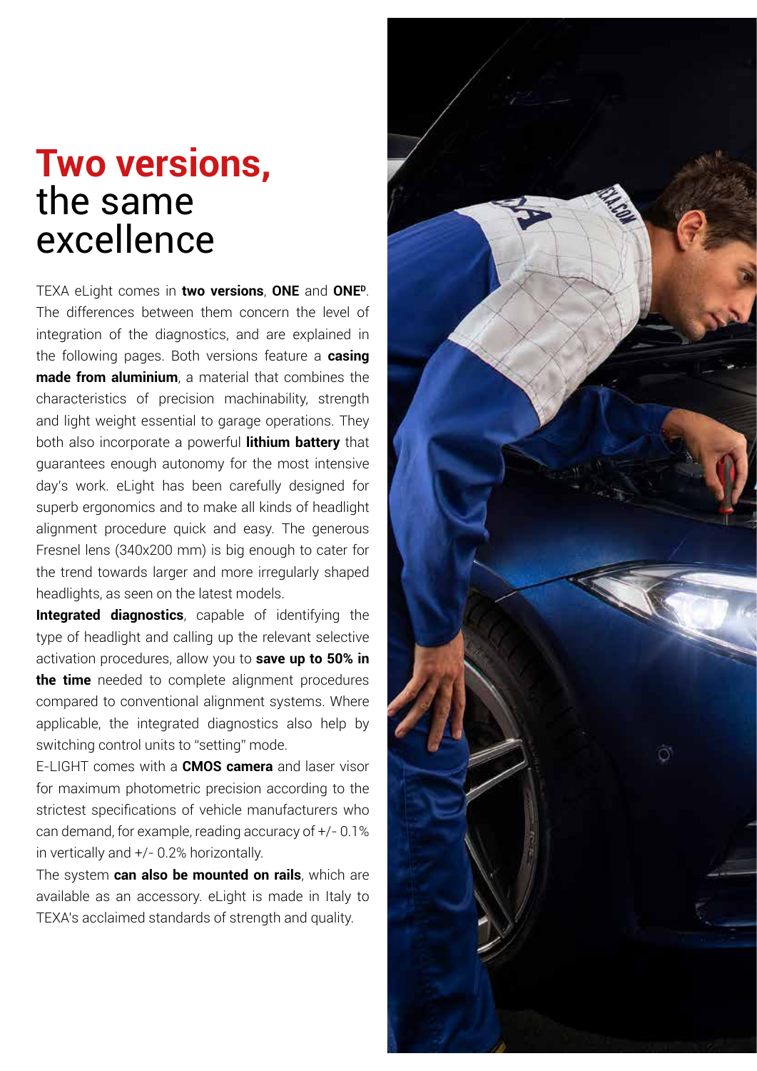# Two versions, the same excellence

TEXA eLight comes in **two versions**, **ONE** and **ONE[D]**. The differences between them concern the level of integration of the diagnostics, and are explained in the following pages. Both versions feature a **casing made from aluminium**, a material that combines the characteristics of precision machinability, strength and light weight essential to garage operations. They both also incorporate a powerful **lithium battery** that guarantees enough autonomy for the most intensive day's work. eLight has been carefully designed for superb ergonomics and to make all kinds of headlight alignment procedure quick and easy. The generous Fresnel lens (340x200 mm) is big enough to cater for the trend towards larger and more irregularly shaped headlights, as seen on the latest models.

**Integrated diagnostics**, capable of identifying the type of headlight and calling up the relevant selective activation procedures, allow you to **save up to 50% in the time** needed to complete alignment procedures compared to conventional alignment systems. Where applicable, the integrated diagnostics also help by switching control units to "setting" mode.

E-LIGHT comes with a **CMOS camera** and laser visor for maximum photometric precision according to the strictest specifications of vehicle manufacturers who can demand, for example, reading accuracy of +/- 0.1% in vertically and +/- 0.2% horizontally.

The system **can also be mounted on rails**, which are available as an accessory. eLight is made in Italy to TEXA's acclaimed standards of strength and quality.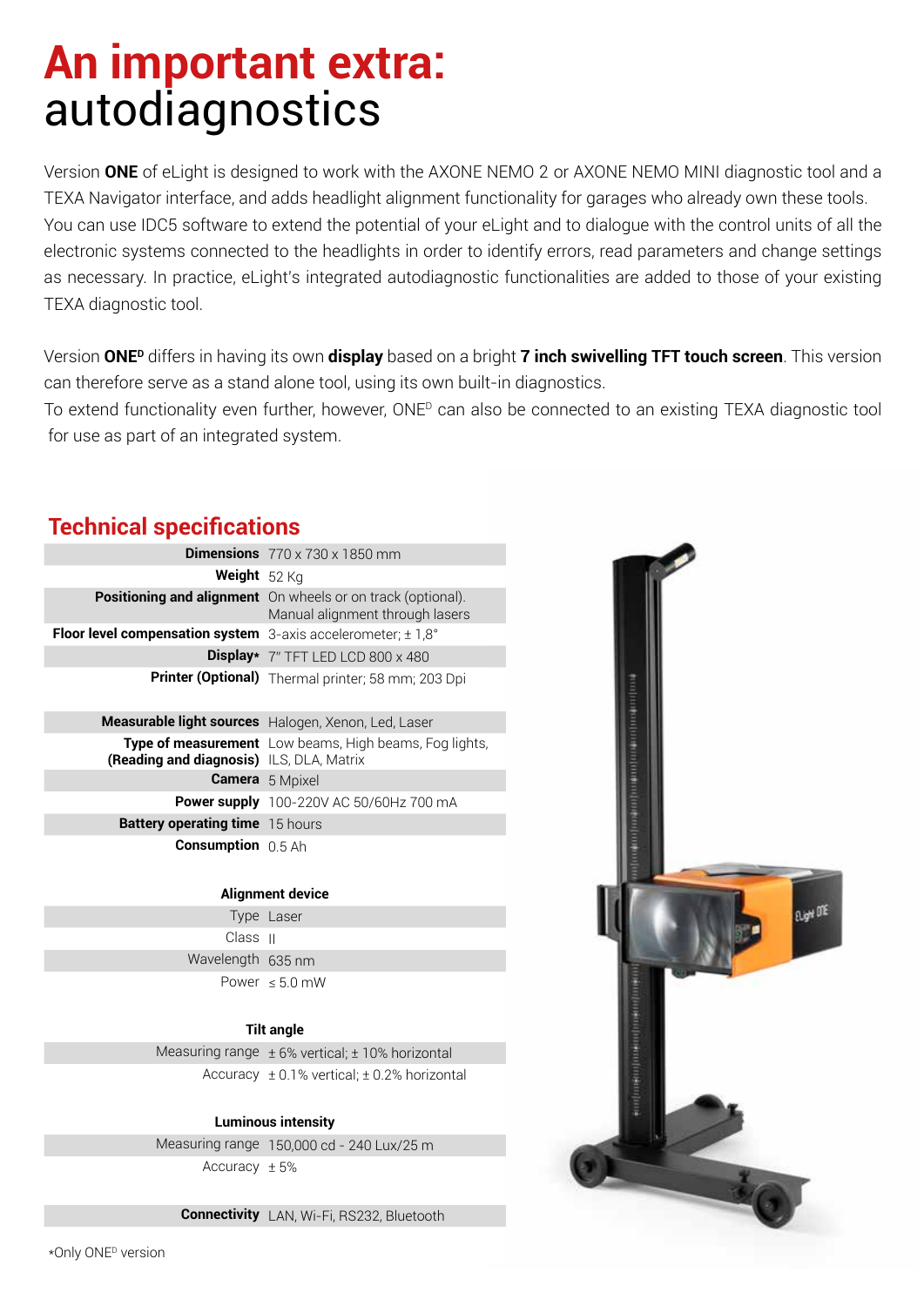# An important extra: autodiagnostics

Version **ONE** of eLight is designed to work with the AXONE NEMO 2 or AXONE NEMO MINI diagnostic tool and a TEXA Navigator interface, and adds headlight alignment functionality for garages who already own these tools. You can use IDC5 software to extend the potential of your eLight and to dialogue with the control units of all the electronic systems connected to the headlights in order to identify errors, read parameters and change settings as necessary. In practice, eLight's integrated autodiagnostic functionalities are added to those of your existing TEXA diagnostic tool.

Version **ONE$^D$** differs in having its own **display** based on a bright **7 inch swivelling TFT touch screen**. This version can therefore serve as a stand alone tool, using its own built-in diagnostics.
To extend functionality even further, however, ONE$^D$ can also be connected to an existing TEXA diagnostic tool for use as part of an integrated system.

## Technical specifications

| | |
|---|---|
| **Dimensions** | 770 x 730 x 1850 mm |
| **Weight** | 52 Kg |
| **Positioning and alignment** | On wheels or on track (optional). Manual alignment through lasers |
| **Floor level compensation system** | 3-axis accelerometer; ± 1,8° |
| **Display*** | 7" TFT LED LCD 800 x 480 |
| **Printer (Optional)** | Thermal printer; 58 mm; 203 Dpi |
| | |
| **Measurable light sources** | Halogen, Xenon, Led, Laser |
| **Type of measurement (Reading and diagnosis)** | Low beams, High beams, Fog lights, ILS, DLA, Matrix |
| **Camera** | 5 Mpixel |
| **Power supply** | 100-220V AC 50/60Hz 700 mA |
| **Battery operating time** | 15 hours |
| **Consumption** | 0.5 Ah |
| | |
| **Alignment device** | |
| Type | Laser |
| Class | II |
| Wavelength | 635 nm |
| Power | ≤ 5.0 mW |
| | |
| **Tilt angle** | |
| Measuring range | ± 6% vertical; ± 10% horizontal |
| Accuracy | ± 0.1% vertical; ± 0.2% horizontal |
| | |
| **Luminous intensity** | |
| Measuring range | 150,000 cd - 240 Lux/25 m |
| Accuracy | ± 5% |
| | |
| **Connectivity** | LAN, Wi-Fi, RS232, Bluetooth |

*Only ONE$^D$ version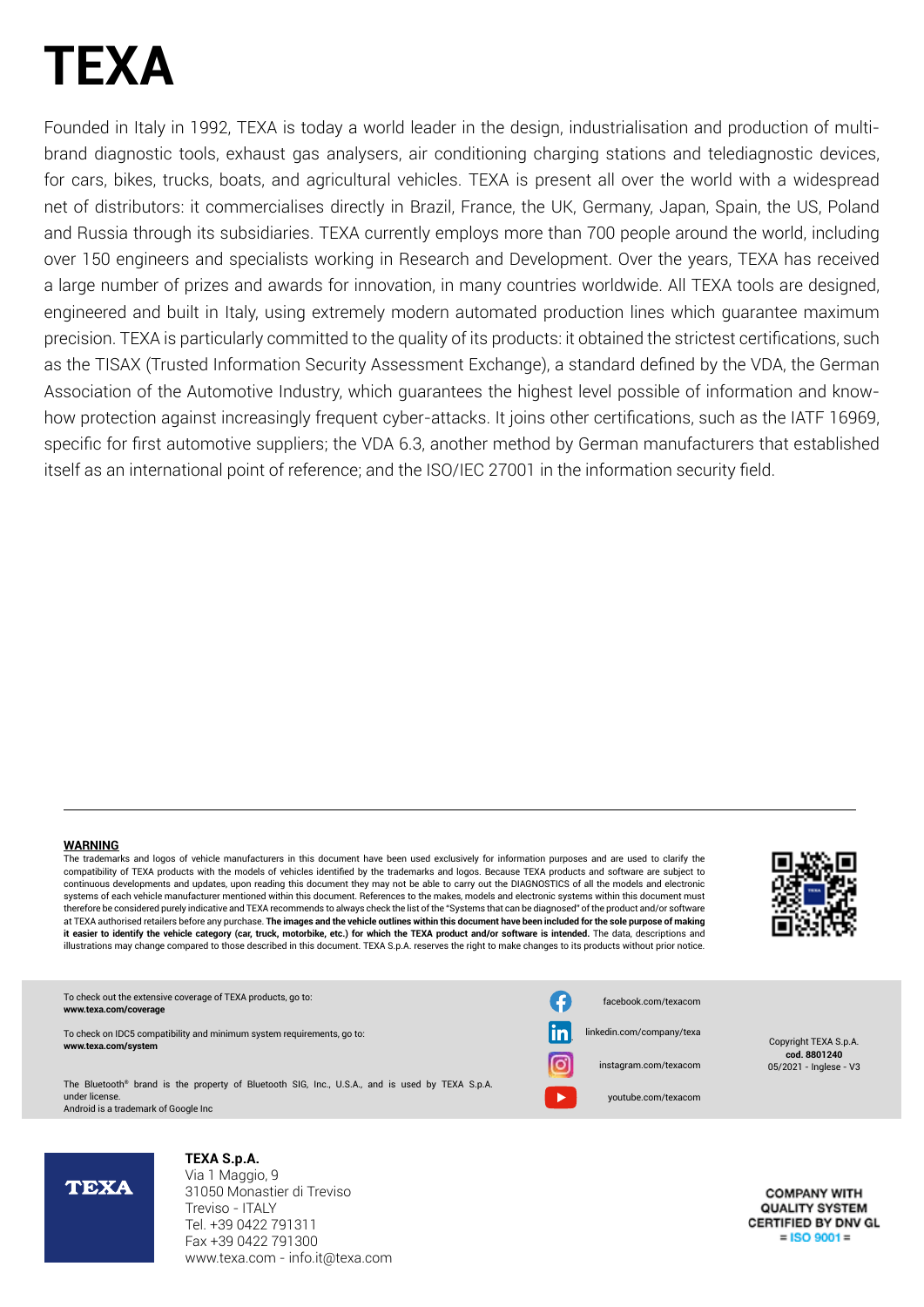# TEXA

Founded in Italy in 1992, TEXA is today a world leader in the design, industrialisation and production of multi-brand diagnostic tools, exhaust gas analysers, air conditioning charging stations and telediagnostic devices, for cars, bikes, trucks, boats, and agricultural vehicles. TEXA is present all over the world with a widespread net of distributors: it commercialises directly in Brazil, France, the UK, Germany, Japan, Spain, the US, Poland and Russia through its subsidiaries. TEXA currently employs more than 700 people around the world, including over 150 engineers and specialists working in Research and Development. Over the years, TEXA has received a large number of prizes and awards for innovation, in many countries worldwide. All TEXA tools are designed, engineered and built in Italy, using extremely modern automated production lines which guarantee maximum precision. TEXA is particularly committed to the quality of its products: it obtained the strictest certifications, such as the TISAX (Trusted Information Security Assessment Exchange), a standard defined by the VDA, the German Association of the Automotive Industry, which guarantees the highest level possible of information and know-how protection against increasingly frequent cyber-attacks. It joins other certifications, such as the IATF 16969, specific for first automotive suppliers; the VDA 6.3, another method by German manufacturers that established itself as an international point of reference; and the ISO/IEC 27001 in the information security field.

**WARNING**

The trademarks and logos of vehicle manufacturers in this document have been used exclusively for information purposes and are used to clarify the compatibility of TEXA products with the models of vehicles identified by the trademarks and logos. Because TEXA products and software are subject to continuous developments and updates, upon reading this document they may not be able to carry out the DIAGNOSTICS of all the models and electronic systems of each vehicle manufacturer mentioned within this document. References to the makes, models and electronic systems within this document must therefore be considered purely indicative and TEXA recommends to always check the list of the "Systems that can be diagnosed" of the product and/or software at TEXA authorised retailers before any purchase. **The images and the vehicle outlines within this document have been included for the sole purpose of making it easier to identify the vehicle category (car, truck, motorbike, etc.) for which the TEXA product and/or software is intended.** The data, descriptions and illustrations may change compared to those described in this document. TEXA S.p.A. reserves the right to make changes to its products without prior notice.

To check out the extensive coverage of TEXA products, go to:
**www.texa.com/coverage**

To check on IDC5 compatibility and minimum system requirements, go to:
**www.texa.com/system**

The Bluetooth® brand is the property of Bluetooth SIG, Inc., U.S.A., and is used by TEXA S.p.A. under license.
Android is a trademark of Google Inc

facebook.com/texacom

linkedin.com/company/texa

instagram.com/texacom

youtube.com/texacom

Copyright TEXA S.p.A.
**cod. 8801240**
05/2021 - Inglese - V3

**TEXA S.p.A.**
Via 1 Maggio, 9
31050 Monastier di Treviso
Treviso - ITALY
Tel. +39 0422 791311
Fax +39 0422 791300
www.texa.com - info.it@texa.com

COMPANY WITH QUALITY SYSTEM CERTIFIED BY DNV GL
= ISO 9001 =